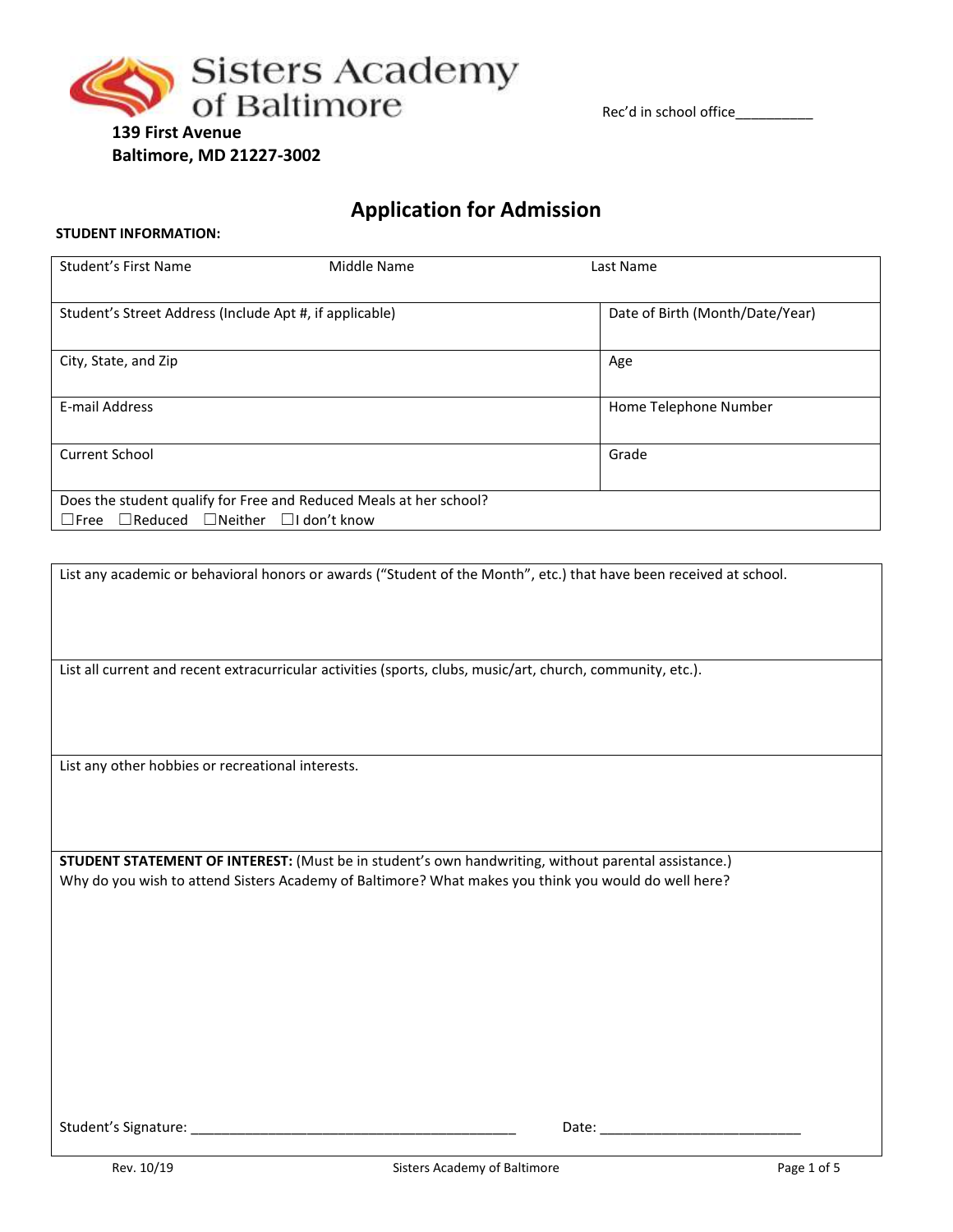Sisters Academy of Baltimore

**139 First Avenue**
**Baltimore, MD 21227-3002**

Rec'd in school office__________

# Application for Admission

**STUDENT INFORMATION:**

| Student's First Name | Middle Name | Last Name |
|---|---|---|
| | | |

| | |
|---|---|
| Student's Street Address (Include Apt #, if applicable) | Date of Birth (Month/Date/Year) |
| City, State, and Zip | Age |
| E-mail Address | Home Telephone Number |
| Current School | Grade |

Does the student qualify for Free and Reduced Meals at her school?
☐Free ☐Reduced ☐Neither ☐I don't know

List any academic or behavioral honors or awards ("Student of the Month", etc.) that have been received at school.

List all current and recent extracurricular activities (sports, clubs, music/art, church, community, etc.).

List any other hobbies or recreational interests.

**STUDENT STATEMENT OF INTEREST:** (Must be in student's own handwriting, without parental assistance.)
Why do you wish to attend Sisters Academy of Baltimore? What makes you think you would do well here?

Student's Signature: ___________________________________________ Date: __________________________

Rev. 10/19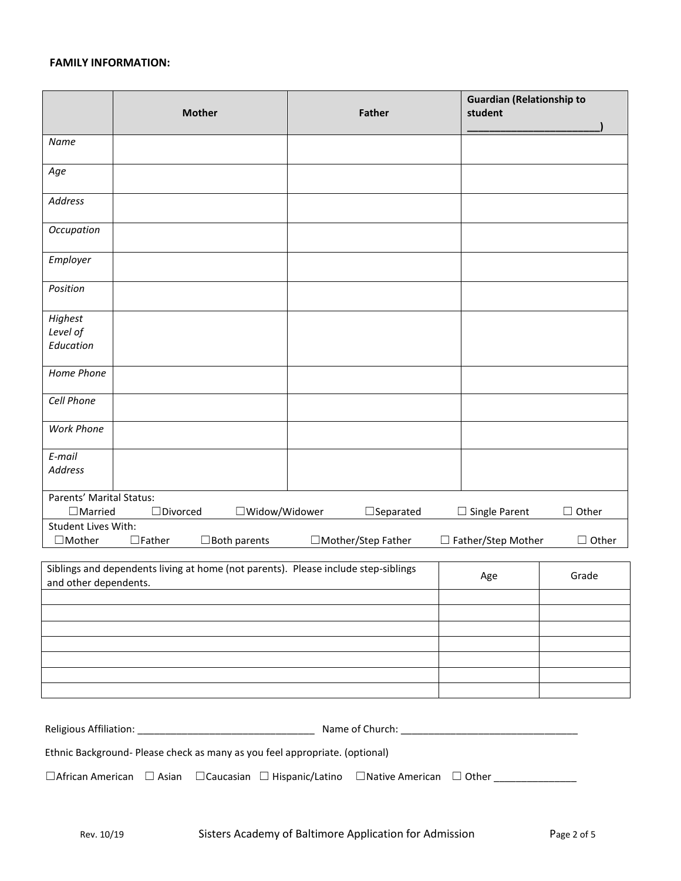**FAMILY INFORMATION:**

| | Mother | Father | Guardian (Relationship to student ________________________) |
|---|---|---|---|
| *Name* | | | |
| *Age* | | | |
| *Address* | | | |
| *Occupation* | | | |
| *Employer* | | | |
| *Position* | | | |
| *Highest Level of Education* | | | |
| *Home Phone* | | | |
| *Cell Phone* | | | |
| *Work Phone* | | | |
| *E-mail Address* | | | |

Parents' Marital Status:
☐Married ☐Divorced ☐Widow/Widower ☐Separated ☐ Single Parent ☐ Other

Student Lives With:
☐Mother ☐Father ☐Both parents ☐Mother/Step Father ☐ Father/Step Mother ☐ Other

| Siblings and dependents living at home (not parents). Please include step-siblings and other dependents. | Age | Grade |
|---|---|---|
| | | |
| | | |
| | | |
| | | |
| | | |
| | | |
| | | |

Religious Affiliation: ________________________________ Name of Church: ________________________________

Ethnic Background- Please check as many as you feel appropriate. (optional)

☐African American ☐ Asian ☐Caucasian ☐ Hispanic/Latino ☐Native American ☐ Other _______________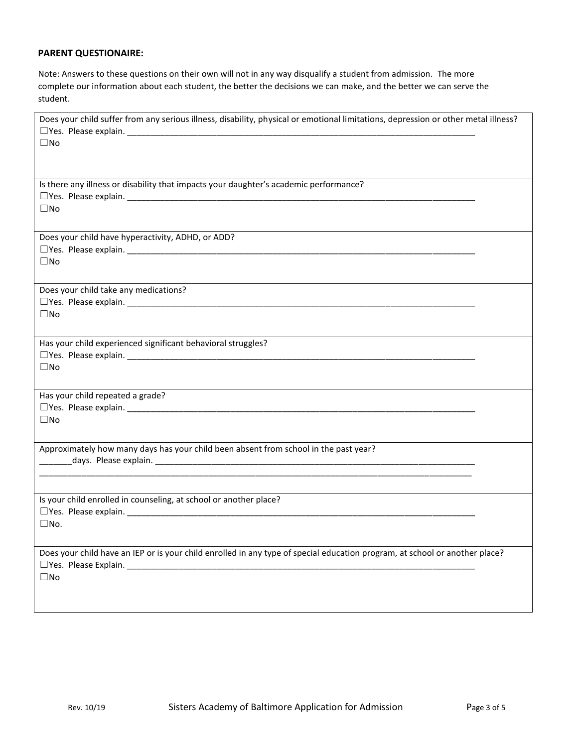**PARENT QUESTIONAIRE:**

Note: Answers to these questions on their own will not in any way disqualify a student from admission. The more complete our information about each student, the better the decisions we can make, and the better we can serve the student.

Does your child suffer from any serious illness, disability, physical or emotional limitations, depression or other metal illness?
☐Yes. Please explain. ______________________________________________________________________________
☐No

Is there any illness or disability that impacts your daughter's academic performance?
☐Yes. Please explain. ______________________________________________________________________________
☐No

Does your child have hyperactivity, ADHD, or ADD?
☐Yes. Please explain. ______________________________________________________________________________
☐No

Does your child take any medications?
☐Yes. Please explain. ______________________________________________________________________________
☐No

Has your child experienced significant behavioral struggles?
☐Yes. Please explain. ______________________________________________________________________________
☐No

Has your child repeated a grade?
☐Yes. Please explain. ______________________________________________________________________________
☐No

Approximately how many days has your child been absent from school in the past year?
_______days. Please explain. ______________________________________________________________________________
______________________________________________________________________________________________________

Is your child enrolled in counseling, at school or another place?
☐Yes. Please explain. ______________________________________________________________________________
☐No.

Does your child have an IEP or is your child enrolled in any type of special education program, at school or another place?
☐Yes. Please Explain. ______________________________________________________________________________
☐No

Rev. 10/19 Sisters Academy of Baltimore Application for Admission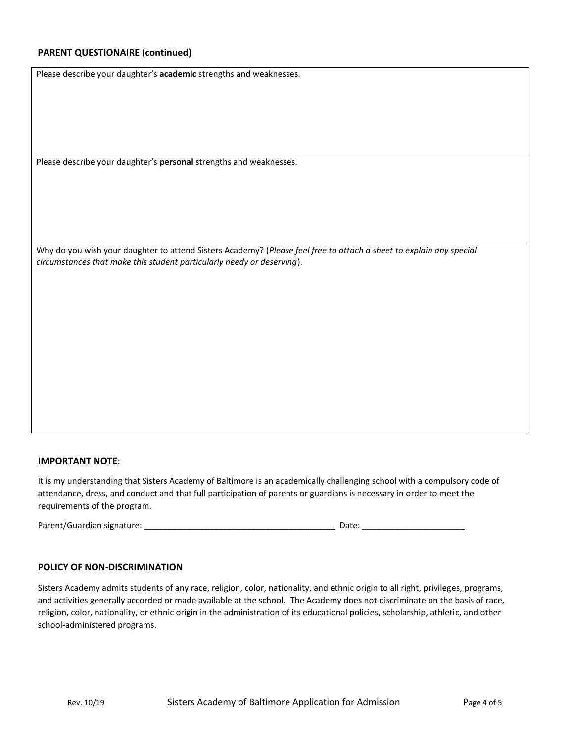## PARENT QUESTIONAIRE (continued)

| Please describe your daughter's **academic** strengths and weaknesses. |
|---|
| Please describe your daughter's **personal** strengths and weaknesses. |
| Why do you wish your daughter to attend Sisters Academy? (*Please feel free to attach a sheet to explain any special circumstances that make this student particularly needy or deserving*). |

**IMPORTANT NOTE**:

It is my understanding that Sisters Academy of Baltimore is an academically challenging school with a compulsory code of attendance, dress, and conduct and that full participation of parents or guardians is necessary in order to meet the requirements of the program.

Parent/Guardian signature: __________________________________________ Date: ______________________

## POLICY OF NON-DISCRIMINATION

Sisters Academy admits students of any race, religion, color, nationality, and ethnic origin to all right, privileges, programs, and activities generally accorded or made available at the school. The Academy does not discriminate on the basis of race, religion, color, nationality, or ethnic origin in the administration of its educational policies, scholarship, athletic, and other school-administered programs.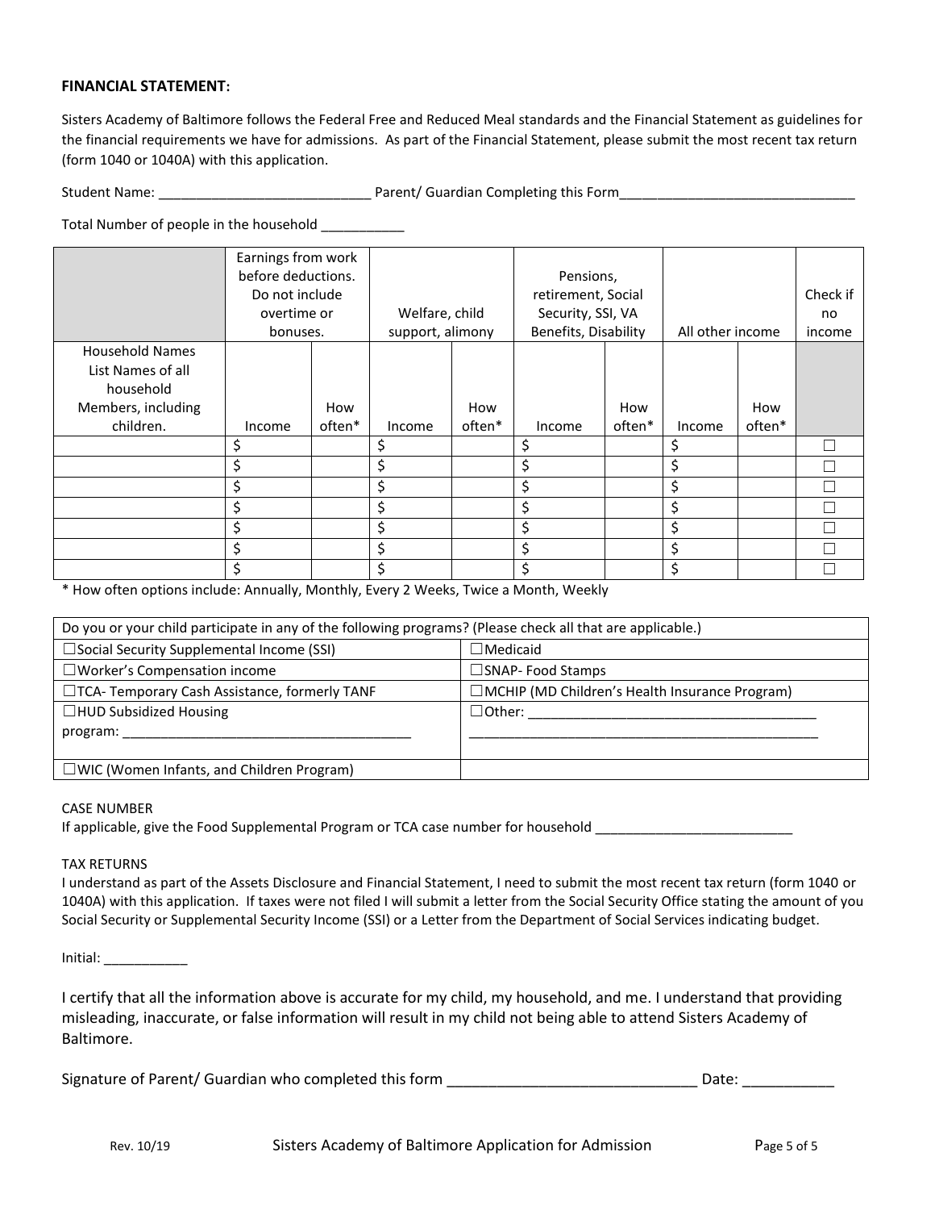**FINANCIAL STATEMENT:**

Sisters Academy of Baltimore follows the Federal Free and Reduced Meal standards and the Financial Statement as guidelines for the financial requirements we have for admissions. As part of the Financial Statement, please submit the most recent tax return (form 1040 or 1040A) with this application.

Student Name: ____________________________ Parent/ Guardian Completing this Form_______________________________

Total Number of people in the household ___________

| | Earnings from work before deductions. Do not include overtime or bonuses. | | Welfare, child support, alimony | | Pensions, retirement, Social Security, SSI, VA Benefits, Disability | | All other income | | Check if no income |
|---|---|---|---|---|---|---|---|---|---|
| Household Names List Names of all household Members, including children. | Income | How often* | Income | How often* | Income | How often* | Income | How often* | |
| | $ | | $ | | $ | | $ | | ☐ |
| | $ | | $ | | $ | | $ | | ☐ |
| | $ | | $ | | $ | | $ | | ☐ |
| | $ | | $ | | $ | | $ | | ☐ |
| | $ | | $ | | $ | | $ | | ☐ |
| | $ | | $ | | $ | | $ | | ☐ |
| | $ | | $ | | $ | | $ | | ☐ |

* How often options include: Annually, Monthly, Every 2 Weeks, Twice a Month, Weekly

| Do you or your child participate in any of the following programs? (Please check all that are applicable.) | |
|---|---|
| ☐Social Security Supplemental Income (SSI) | ☐Medicaid |
| ☐Worker's Compensation income | ☐SNAP- Food Stamps |
| ☐TCA- Temporary Cash Assistance, formerly TANF | ☐MCHIP (MD Children's Health Insurance Program) |
| ☐HUD Subsidized Housing program: _____________________________________ | ☐Other: _____________________________________ _____________________________________________ |
| ☐WIC (Women Infants, and Children Program) | |

CASE NUMBER

If applicable, give the Food Supplemental Program or TCA case number for household __________________________

TAX RETURNS

I understand as part of the Assets Disclosure and Financial Statement, I need to submit the most recent tax return (form 1040 or 1040A) with this application. If taxes were not filed I will submit a letter from the Social Security Office stating the amount of you Social Security or Supplemental Security Income (SSI) or a Letter from the Department of Social Services indicating budget.

Initial: ___________

I certify that all the information above is accurate for my child, my household, and me. I understand that providing misleading, inaccurate, or false information will result in my child not being able to attend Sisters Academy of Baltimore.

Signature of Parent/ Guardian who completed this form ______________________________ Date: ___________

Rev. 10/19 Sisters Academy of Baltimore Application for Admission